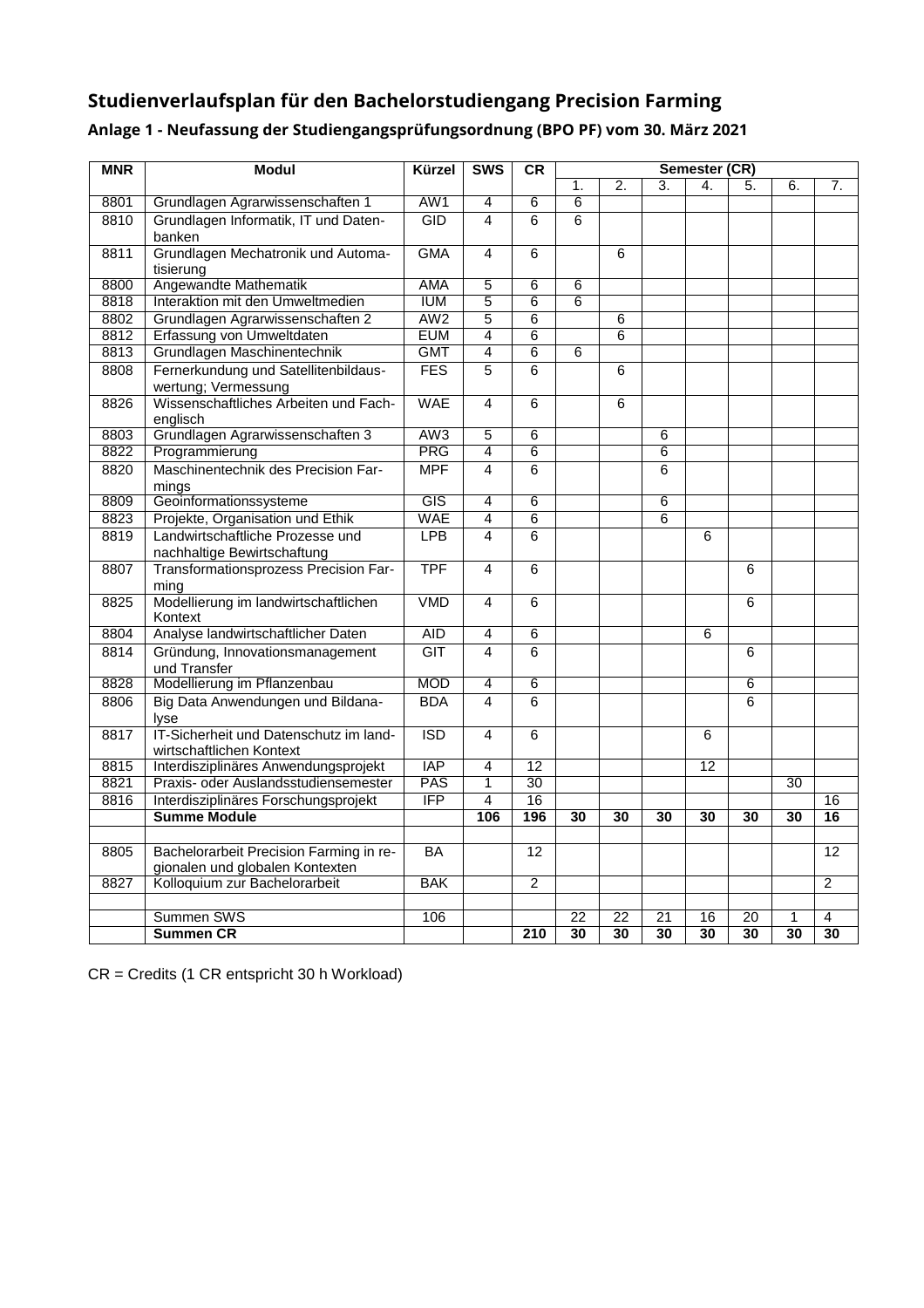## Studienverlaufsplan für den Bachelorstudiengang Precision Farming

### Anlage 1 - Neufassung der Studiengangsprüfungsordnung (BPO PF) vom 30. März 2021

| MNR | Modul | Kürzel | SWS | CR | Semester (CR) | | | | | | |
|---|---|---|---|---|---|---|---|---|---|---|---|
| | | | | | 1. | 2. | 3. | 4. | 5. | 6. | 7. |
| 8801 | Grundlagen Agrarwissenschaften 1 | AW1 | 4 | 6 | 6 | | | | | | |
| 8810 | Grundlagen Informatik, IT und Datenbanken | GID | 4 | 6 | 6 | | | | | | |
| 8811 | Grundlagen Mechatronik und Automatisierung | GMA | 4 | 6 | | 6 | | | | | |
| 8800 | Angewandte Mathematik | AMA | 5 | 6 | 6 | | | | | | |
| 8818 | Interaktion mit den Umweltmedien | IUM | 5 | 6 | 6 | | | | | | |
| 8802 | Grundlagen Agrarwissenschaften 2 | AW2 | 5 | 6 | | 6 | | | | | |
| 8812 | Erfassung von Umweltdaten | EUM | 4 | 6 | | 6 | | | | | |
| 8813 | Grundlagen Maschinentechnik | GMT | 4 | 6 | 6 | | | | | | |
| 8808 | Fernerkundung und Satellitenbildauswertung; Vermessung | FES | 5 | 6 | | 6 | | | | | |
| 8826 | Wissenschaftliches Arbeiten und Fachenglisch | WAE | 4 | 6 | | 6 | | | | | |
| 8803 | Grundlagen Agrarwissenschaften 3 | AW3 | 5 | 6 | | | 6 | | | | |
| 8822 | Programmierung | PRG | 4 | 6 | | | 6 | | | | |
| 8820 | Maschinentechnik des Precision Farmings | MPF | 4 | 6 | | | 6 | | | | |
| 8809 | Geoinformationssysteme | GIS | 4 | 6 | | | 6 | | | | |
| 8823 | Projekte, Organisation und Ethik | WAE | 4 | 6 | | | 6 | | | | |
| 8819 | Landwirtschaftliche Prozesse und nachhaltige Bewirtschaftung | LPB | 4 | 6 | | | | 6 | | | |
| 8807 | Transformationsprozess Precision Farming | TPF | 4 | 6 | | | | | 6 | | |
| 8825 | Modellierung im landwirtschaftlichen Kontext | VMD | 4 | 6 | | | | | 6 | | |
| 8804 | Analyse landwirtschaftlicher Daten | AID | 4 | 6 | | | | 6 | | | |
| 8814 | Gründung, Innovationsmanagement und Transfer | GIT | 4 | 6 | | | | | 6 | | |
| 8828 | Modellierung im Pflanzenbau | MOD | 4 | 6 | | | | | 6 | | |
| 8806 | Big Data Anwendungen und Bildanalyse | BDA | 4 | 6 | | | | | 6 | | |
| 8817 | IT-Sicherheit und Datenschutz im landwirtschaftlichen Kontext | ISD | 4 | 6 | | | | 6 | | | |
| 8815 | Interdisziplinäres Anwendungsprojekt | IAP | 4 | 12 | | | | 12 | | | |
| 8821 | Praxis- oder Auslandsstudiensemester | PAS | 1 | 30 | | | | | | 30 | |
| 8816 | Interdisziplinäres Forschungsprojekt | IFP | 4 | 16 | | | | | | | 16 |
| | **Summe Module** | | **106** | **196** | **30** | **30** | **30** | **30** | **30** | **30** | **16** |
| | | | | | | | | | | | |
| 8805 | Bachelorarbeit Precision Farming in regionalen und globalen Kontexten | BA | | 12 | | | | | | | 12 |
| 8827 | Kolloquium zur Bachelorarbeit | BAK | | 2 | | | | | | | 2 |
| | | | | | | | | | | | |
| | Summen SWS | 106 | | | 22 | 22 | 21 | 16 | 20 | 1 | 4 |
| | **Summen CR** | | | **210** | **30** | **30** | **30** | **30** | **30** | **30** | **30** |

CR = Credits (1 CR entspricht 30 h Workload)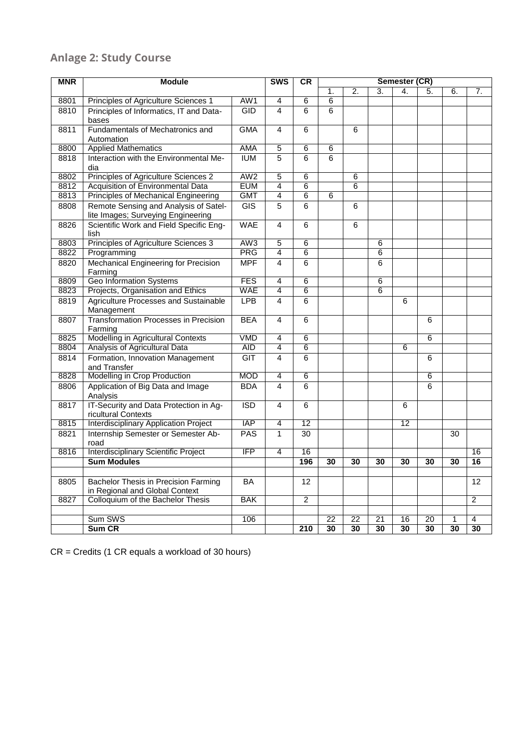## Anlage 2: Study Course

| MNR | Module | | SWS | CR | Semester (CR) | | | | | | |
|---|---|---|---|---|---|---|---|---|---|---|---|
| | | | | | 1. | 2. | 3. | 4. | 5. | 6. | 7. |
| 8801 | Principles of Agriculture Sciences 1 | AW1 | 4 | 6 | 6 | | | | | | |
| 8810 | Principles of Informatics, IT and Databases | GID | 4 | 6 | 6 | | | | | | |
| 8811 | Fundamentals of Mechatronics and Automation | GMA | 4 | 6 | | 6 | | | | | |
| 8800 | Applied Mathematics | AMA | 5 | 6 | 6 | | | | | | |
| 8818 | Interaction with the Environmental Media | IUM | 5 | 6 | 6 | | | | | | |
| 8802 | Principles of Agriculture Sciences 2 | AW2 | 5 | 6 | | 6 | | | | | |
| 8812 | Acquisition of Environmental Data | EUM | 4 | 6 | | 6 | | | | | |
| 8813 | Principles of Mechanical Engineering | GMT | 4 | 6 | 6 | | | | | | |
| 8808 | Remote Sensing and Analysis of Satellite Images; Surveying Engineering | GIS | 5 | 6 | | 6 | | | | | |
| 8826 | Scientific Work and Field Specific English | WAE | 4 | 6 | | 6 | | | | | |
| 8803 | Principles of Agriculture Sciences 3 | AW3 | 5 | 6 | | | 6 | | | | |
| 8822 | Programming | PRG | 4 | 6 | | | 6 | | | | |
| 8820 | Mechanical Engineering for Precision Farming | MPF | 4 | 6 | | | 6 | | | | |
| 8809 | Geo Information Systems | FES | 4 | 6 | | | 6 | | | | |
| 8823 | Projects, Organisation and Ethics | WAE | 4 | 6 | | | 6 | | | | |
| 8819 | Agriculture Processes and Sustainable Management | LPB | 4 | 6 | | | | 6 | | | |
| 8807 | Transformation Processes in Precision Farming | BEA | 4 | 6 | | | | | 6 | | |
| 8825 | Modelling in Agricultural Contexts | VMD | 4 | 6 | | | | | 6 | | |
| 8804 | Analysis of Agricultural Data | AID | 4 | 6 | | | | 6 | | | |
| 8814 | Formation, Innovation Management and Transfer | GIT | 4 | 6 | | | | | 6 | | |
| 8828 | Modelling in Crop Production | MOD | 4 | 6 | | | | | 6 | | |
| 8806 | Application of Big Data and Image Analysis | BDA | 4 | 6 | | | | | 6 | | |
| 8817 | IT-Security and Data Protection in Agricultural Contexts | ISD | 4 | 6 | | | | 6 | | | |
| 8815 | Interdisciplinary Application Project | IAP | 4 | 12 | | | | 12 | | | |
| 8821 | Internship Semester or Semester Abroad | PAS | 1 | 30 | | | | | | 30 | |
| 8816 | Interdisciplinary Scientific Project | IFP | 4 | 16 | | | | | | | 16 |
| | **Sum Modules** | | | **196** | **30** | **30** | **30** | **30** | **30** | **30** | **16** |
| | | | | | | | | | | | |
| 8805 | Bachelor Thesis in Precision Farming in Regional and Global Context | BA | | 12 | | | | | | | 12 |
| 8827 | Colloquium of the Bachelor Thesis | BAK | | 2 | | | | | | | 2 |
| | | | | | | | | | | | |
| | Sum SWS | 106 | | | 22 | 22 | 21 | 16 | 20 | 1 | 4 |
| | **Sum CR** | | | **210** | **30** | **30** | **30** | **30** | **30** | **30** | **30** |

CR = Credits (1 CR equals a workload of 30 hours)